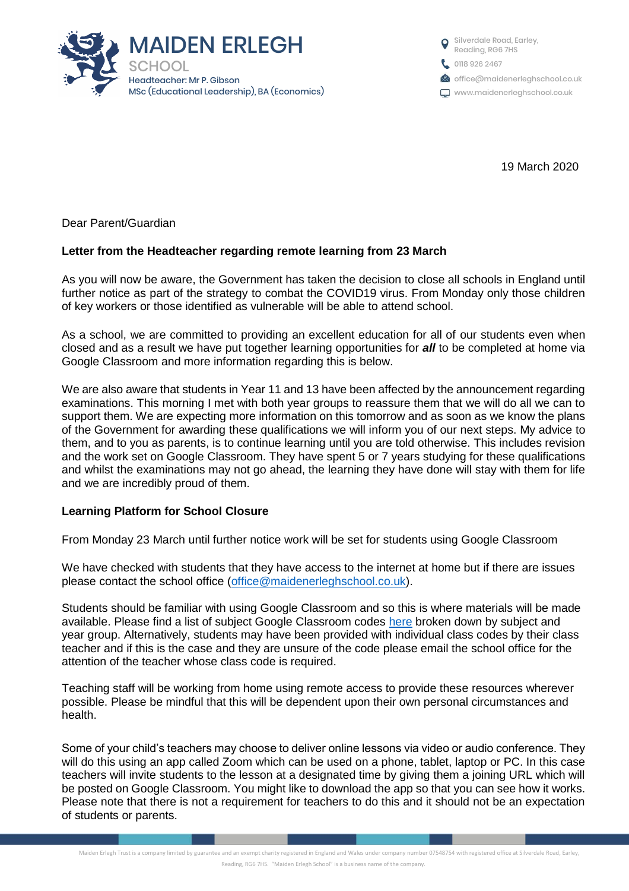MAIDEN ERLEGH
SCHOOL
Headteacher: Mr P. Gibson
MSc (Educational Leadership), BA (Economics)

Silverdale Road, Earley,
Reading, RG6 7HS
0118 926 2467
office@maidenerleghschool.co.uk
www.maidenerleghschool.co.uk

19 March 2020

Dear Parent/Guardian

**Letter from the Headteacher regarding remote learning from 23 March**

As you will now be aware, the Government has taken the decision to close all schools in England until further notice as part of the strategy to combat the COVID19 virus. From Monday only those children of key workers or those identified as vulnerable will be able to attend school.

As a school, we are committed to providing an excellent education for all of our students even when closed and as a result we have put together learning opportunities for ***all*** to be completed at home via Google Classroom and more information regarding this is below.

We are also aware that students in Year 11 and 13 have been affected by the announcement regarding examinations. This morning I met with both year groups to reassure them that we will do all we can to support them. We are expecting more information on this tomorrow and as soon as we know the plans of the Government for awarding these qualifications we will inform you of our next steps. My advice to them, and to you as parents, is to continue learning until you are told otherwise. This includes revision and the work set on Google Classroom. They have spent 5 or 7 years studying for these qualifications and whilst the examinations may not go ahead, the learning they have done will stay with them for life and we are incredibly proud of them.

**Learning Platform for School Closure**

From Monday 23 March until further notice work will be set for students using Google Classroom

We have checked with students that they have access to the internet at home but if there are issues please contact the school office (office@maidenerleghschool.co.uk).

Students should be familiar with using Google Classroom and so this is where materials will be made available. Please find a list of subject Google Classroom codes here broken down by subject and year group. Alternatively, students may have been provided with individual class codes by their class teacher and if this is the case and they are unsure of the code please email the school office for the attention of the teacher whose class code is required.

Teaching staff will be working from home using remote access to provide these resources wherever possible. Please be mindful that this will be dependent upon their own personal circumstances and health.

Some of your child's teachers may choose to deliver online lessons via video or audio conference. They will do this using an app called Zoom which can be used on a phone, tablet, laptop or PC. In this case teachers will invite students to the lesson at a designated time by giving them a joining URL which will be posted on Google Classroom. You might like to download the app so that you can see how it works. Please note that there is not a requirement for teachers to do this and it should not be an expectation of students or parents.

Maiden Erlegh Trust is a company limited by guarantee and an exempt charity registered in England and Wales under company number 07548754 with registered office at Silverdale Road, Earley, Reading, RG6 7HS. "Maiden Erlegh School" is a business name of the company.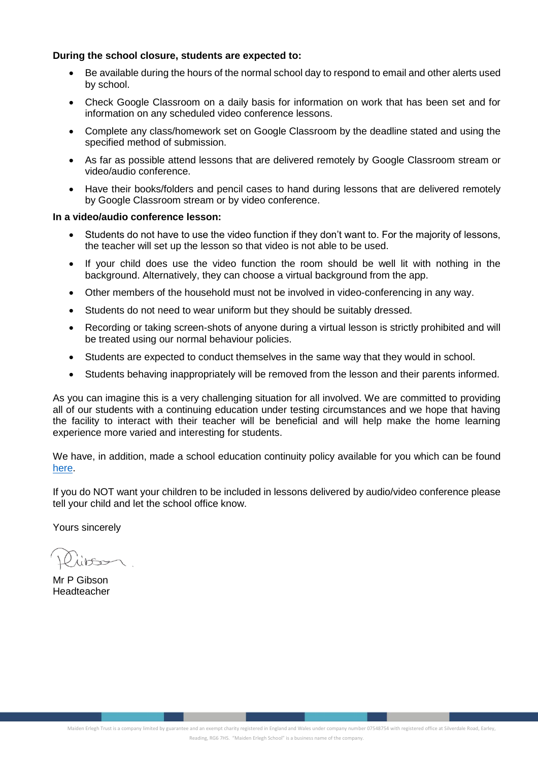**During the school closure, students are expected to:**

- Be available during the hours of the normal school day to respond to email and other alerts used by school.
- Check Google Classroom on a daily basis for information on work that has been set and for information on any scheduled video conference lessons.
- Complete any class/homework set on Google Classroom by the deadline stated and using the specified method of submission.
- As far as possible attend lessons that are delivered remotely by Google Classroom stream or video/audio conference.
- Have their books/folders and pencil cases to hand during lessons that are delivered remotely by Google Classroom stream or by video conference.

**In a video/audio conference lesson:**

- Students do not have to use the video function if they don't want to. For the majority of lessons, the teacher will set up the lesson so that video is not able to be used.
- If your child does use the video function the room should be well lit with nothing in the background. Alternatively, they can choose a virtual background from the app.
- Other members of the household must not be involved in video-conferencing in any way.
- Students do not need to wear uniform but they should be suitably dressed.
- Recording or taking screen-shots of anyone during a virtual lesson is strictly prohibited and will be treated using our normal behaviour policies.
- Students are expected to conduct themselves in the same way that they would in school.
- Students behaving inappropriately will be removed from the lesson and their parents informed.

As you can imagine this is a very challenging situation for all involved. We are committed to providing all of our students with a continuing education under testing circumstances and we hope that having the facility to interact with their teacher will be beneficial and will help make the home learning experience more varied and interesting for students.

We have, in addition, made a school education continuity policy available for you which can be found here.

If you do NOT want your children to be included in lessons delivered by audio/video conference please tell your child and let the school office know.

Yours sincerely

Mr P Gibson
Headteacher

Maiden Erlegh Trust is a company limited by guarantee and an exempt charity registered in England and Wales under company number 07548754 with registered office at Silverdale Road, Earley, Reading, RG6 7HS. "Maiden Erlegh School" is a business name of the company.